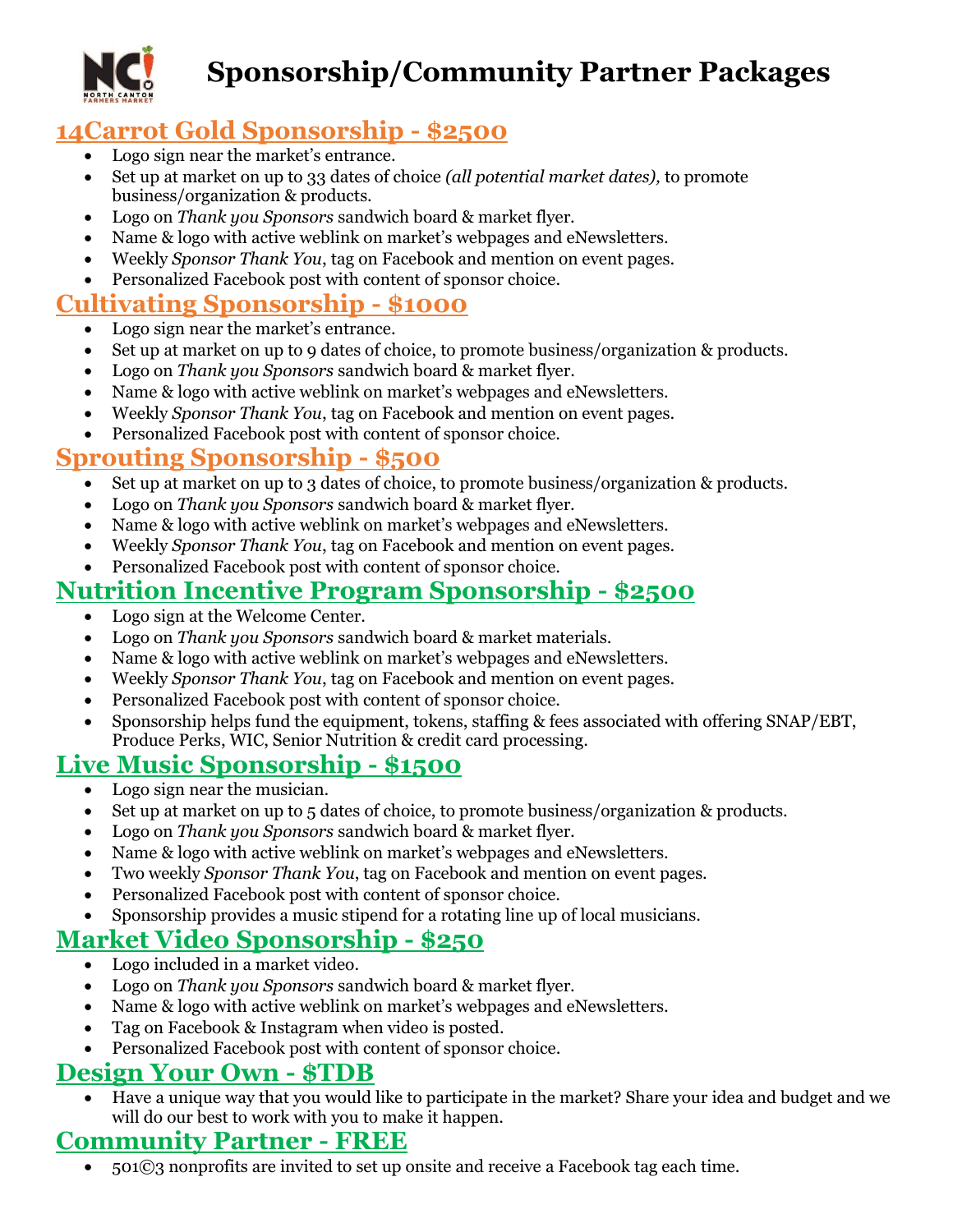# Sponsorship/Community Partner Packages

## 14Carrot Gold Sponsorship - $2500

- Logo sign near the market's entrance.
- Set up at market on up to 33 dates of choice *(all potential market dates),* to promote business/organization & products.
- Logo on *Thank you Sponsors* sandwich board & market flyer.
- Name & logo with active weblink on market's webpages and eNewsletters.
- Weekly *Sponsor Thank You*, tag on Facebook and mention on event pages.
- Personalized Facebook post with content of sponsor choice.

## Cultivating Sponsorship - $1000

- Logo sign near the market's entrance.
- Set up at market on up to 9 dates of choice, to promote business/organization & products.
- Logo on *Thank you Sponsors* sandwich board & market flyer.
- Name & logo with active weblink on market's webpages and eNewsletters.
- Weekly *Sponsor Thank You*, tag on Facebook and mention on event pages.
- Personalized Facebook post with content of sponsor choice.

## Sprouting Sponsorship - $500

- Set up at market on up to 3 dates of choice, to promote business/organization & products.
- Logo on *Thank you Sponsors* sandwich board & market flyer.
- Name & logo with active weblink on market's webpages and eNewsletters.
- Weekly *Sponsor Thank You*, tag on Facebook and mention on event pages.
- Personalized Facebook post with content of sponsor choice.

## Nutrition Incentive Program Sponsorship - $2500

- Logo sign at the Welcome Center.
- Logo on *Thank you Sponsors* sandwich board & market materials.
- Name & logo with active weblink on market's webpages and eNewsletters.
- Weekly *Sponsor Thank You*, tag on Facebook and mention on event pages.
- Personalized Facebook post with content of sponsor choice.
- Sponsorship helps fund the equipment, tokens, staffing & fees associated with offering SNAP/EBT, Produce Perks, WIC, Senior Nutrition & credit card processing.

## Live Music Sponsorship - $1500

- Logo sign near the musician.
- Set up at market on up to 5 dates of choice, to promote business/organization & products.
- Logo on *Thank you Sponsors* sandwich board & market flyer.
- Name & logo with active weblink on market's webpages and eNewsletters.
- Two weekly *Sponsor Thank You*, tag on Facebook and mention on event pages.
- Personalized Facebook post with content of sponsor choice.
- Sponsorship provides a music stipend for a rotating line up of local musicians.

## Market Video Sponsorship - $250

- Logo included in a market video.
- Logo on *Thank you Sponsors* sandwich board & market flyer.
- Name & logo with active weblink on market's webpages and eNewsletters.
- Tag on Facebook & Instagram when video is posted.
- Personalized Facebook post with content of sponsor choice.

## Design Your Own - $TDB

- Have a unique way that you would like to participate in the market? Share your idea and budget and we will do our best to work with you to make it happen.

## Community Partner - FREE

- 501©3 nonprofits are invited to set up onsite and receive a Facebook tag each time.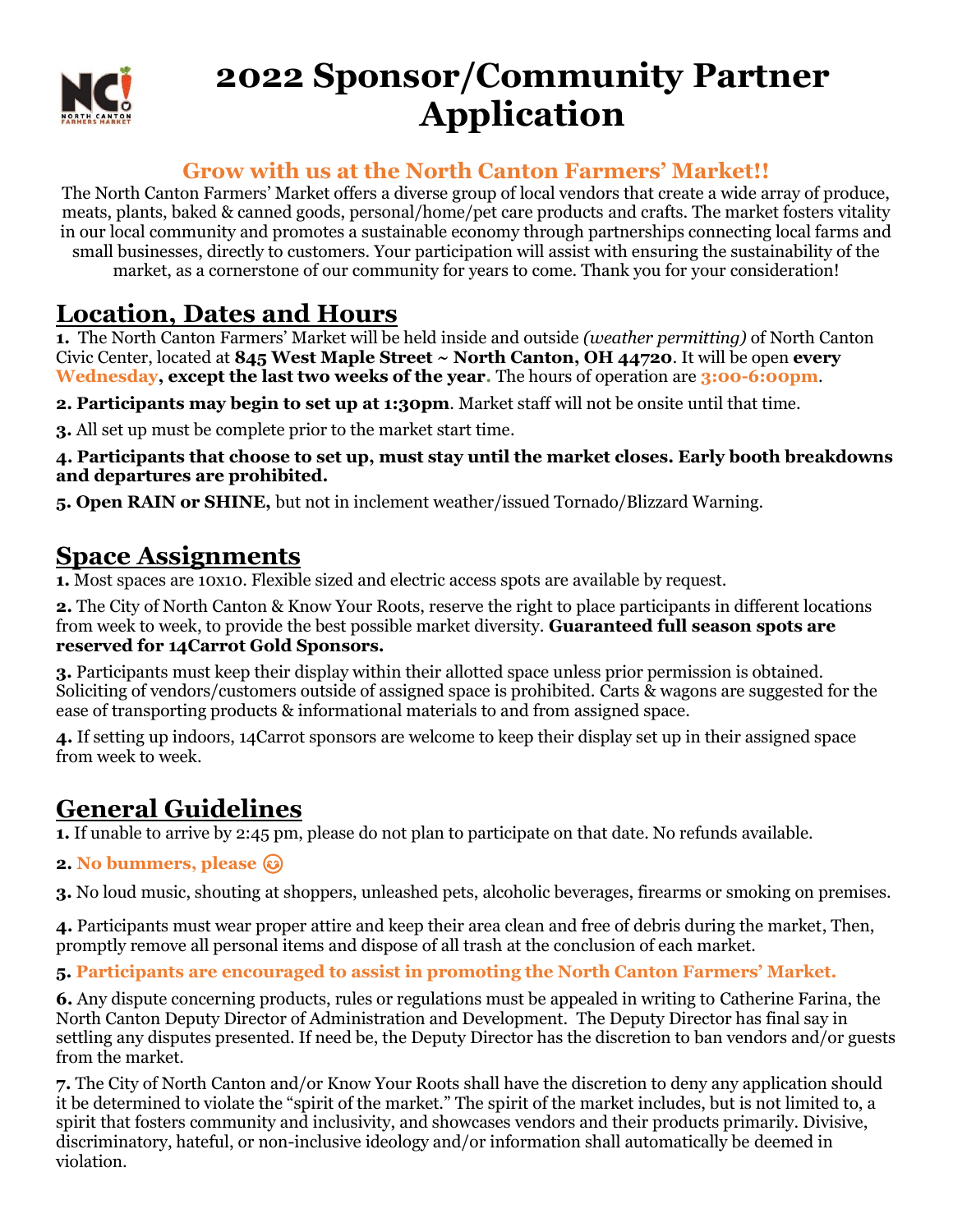# 2022 Sponsor/Community Partner Application

### Grow with us at the North Canton Farmers' Market!!

The North Canton Farmers' Market offers a diverse group of local vendors that create a wide array of produce, meats, plants, baked & canned goods, personal/home/pet care products and crafts. The market fosters vitality in our local community and promotes a sustainable economy through partnerships connecting local farms and small businesses, directly to customers. Your participation will assist with ensuring the sustainability of the market, as a cornerstone of our community for years to come. Thank you for your consideration!

## Location, Dates and Hours

**1.** The North Canton Farmers' Market will be held inside and outside *(weather permitting)* of North Canton Civic Center, located at **845 West Maple Street ~ North Canton, OH 44720**. It will be open **every Wednesday, except the last two weeks of the year.** The hours of operation are **3:00-6:00pm**.

**2. Participants may begin to set up at 1:30pm**. Market staff will not be onsite until that time.

**3.** All set up must be complete prior to the market start time.

**4. Participants that choose to set up, must stay until the market closes. Early booth breakdowns and departures are prohibited.**

**5. Open RAIN or SHINE,** but not in inclement weather/issued Tornado/Blizzard Warning.

## Space Assignments

**1.** Most spaces are 10x10. Flexible sized and electric access spots are available by request.

**2.** The City of North Canton & Know Your Roots, reserve the right to place participants in different locations from week to week, to provide the best possible market diversity. **Guaranteed full season spots are reserved for 14Carrot Gold Sponsors.**

**3.** Participants must keep their display within their allotted space unless prior permission is obtained. Soliciting of vendors/customers outside of assigned space is prohibited. Carts & wagons are suggested for the ease of transporting products & informational materials to and from assigned space.

**4.** If setting up indoors, 14Carrot sponsors are welcome to keep their display set up in their assigned space from week to week.

## General Guidelines

**1.** If unable to arrive by 2:45 pm, please do not plan to participate on that date. No refunds available.

**2. No bummers, please** 😉

**3.** No loud music, shouting at shoppers, unleashed pets, alcoholic beverages, firearms or smoking on premises.

**4.** Participants must wear proper attire and keep their area clean and free of debris during the market, Then, promptly remove all personal items and dispose of all trash at the conclusion of each market.

**5. Participants are encouraged to assist in promoting the North Canton Farmers' Market.**

**6.** Any dispute concerning products, rules or regulations must be appealed in writing to Catherine Farina, the North Canton Deputy Director of Administration and Development. The Deputy Director has final say in settling any disputes presented. If need be, the Deputy Director has the discretion to ban vendors and/or guests from the market.

**7.** The City of North Canton and/or Know Your Roots shall have the discretion to deny any application should it be determined to violate the "spirit of the market." The spirit of the market includes, but is not limited to, a spirit that fosters community and inclusivity, and showcases vendors and their products primarily. Divisive, discriminatory, hateful, or non-inclusive ideology and/or information shall automatically be deemed in violation.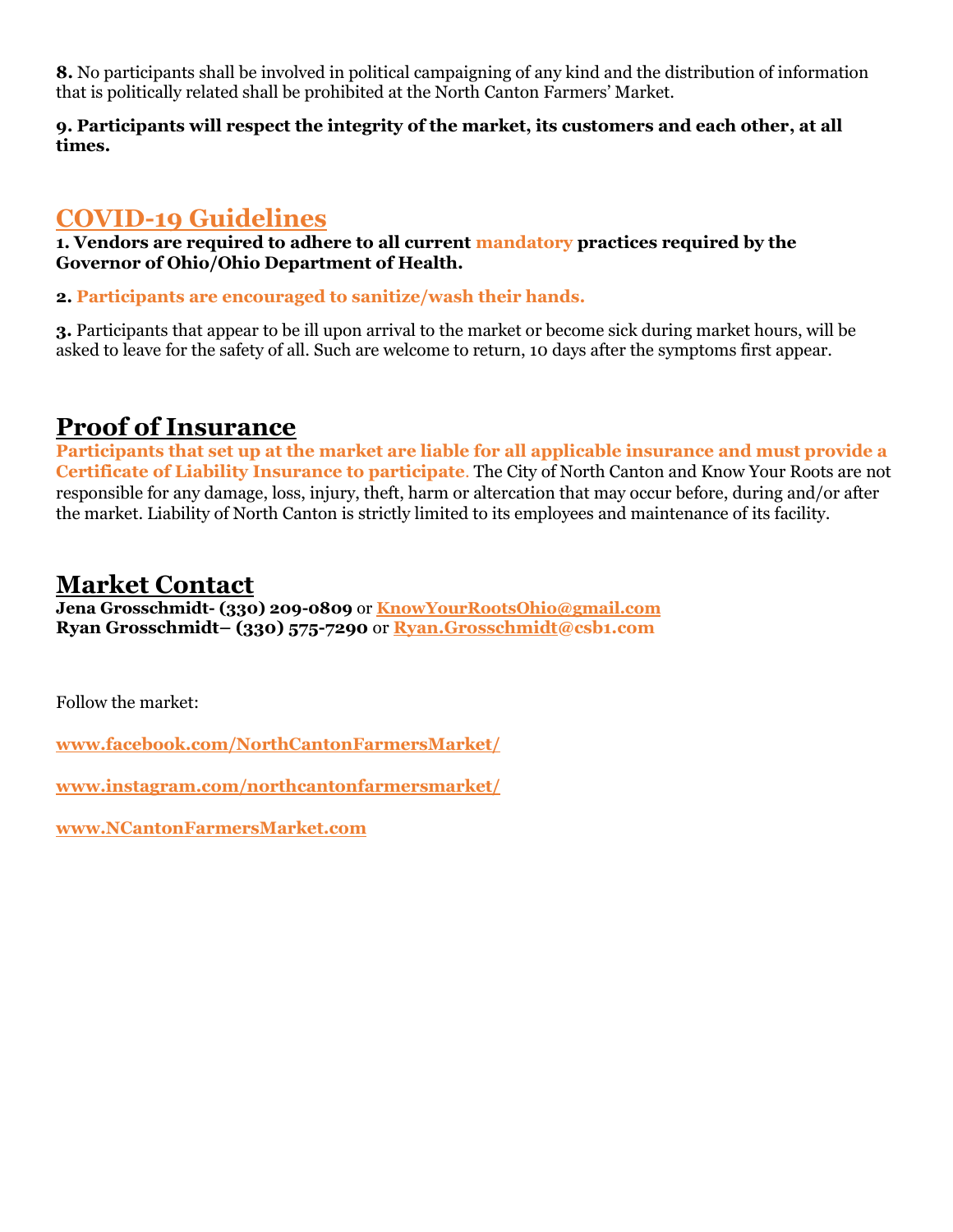**8.** No participants shall be involved in political campaigning of any kind and the distribution of information that is politically related shall be prohibited at the North Canton Farmers' Market.

**9. Participants will respect the integrity of the market, its customers and each other, at all times.**

## COVID-19 Guidelines

**1. Vendors are required to adhere to all current mandatory practices required by the Governor of Ohio/Ohio Department of Health.**

**2. Participants are encouraged to sanitize/wash their hands.**

**3.** Participants that appear to be ill upon arrival to the market or become sick during market hours, will be asked to leave for the safety of all. Such are welcome to return, 10 days after the symptoms first appear.

## Proof of Insurance

**Participants that set up at the market are liable for all applicable insurance and must provide a Certificate of Liability Insurance to participate**. The City of North Canton and Know Your Roots are not responsible for any damage, loss, injury, theft, harm or altercation that may occur before, during and/or after the market. Liability of North Canton is strictly limited to its employees and maintenance of its facility.

## Market Contact

**Jena Grosschmidt- (330) 209-0809** or **KnowYourRootsOhio@gmail.com**
**Ryan Grosschmidt– (330) 575-7290** or **Ryan.Grosschmidt@csb1.com**

Follow the market:

**www.facebook.com/NorthCantonFarmersMarket/**

**www.instagram.com/northcantonfarmersmarket/**

**www.NCantonFarmersMarket.com**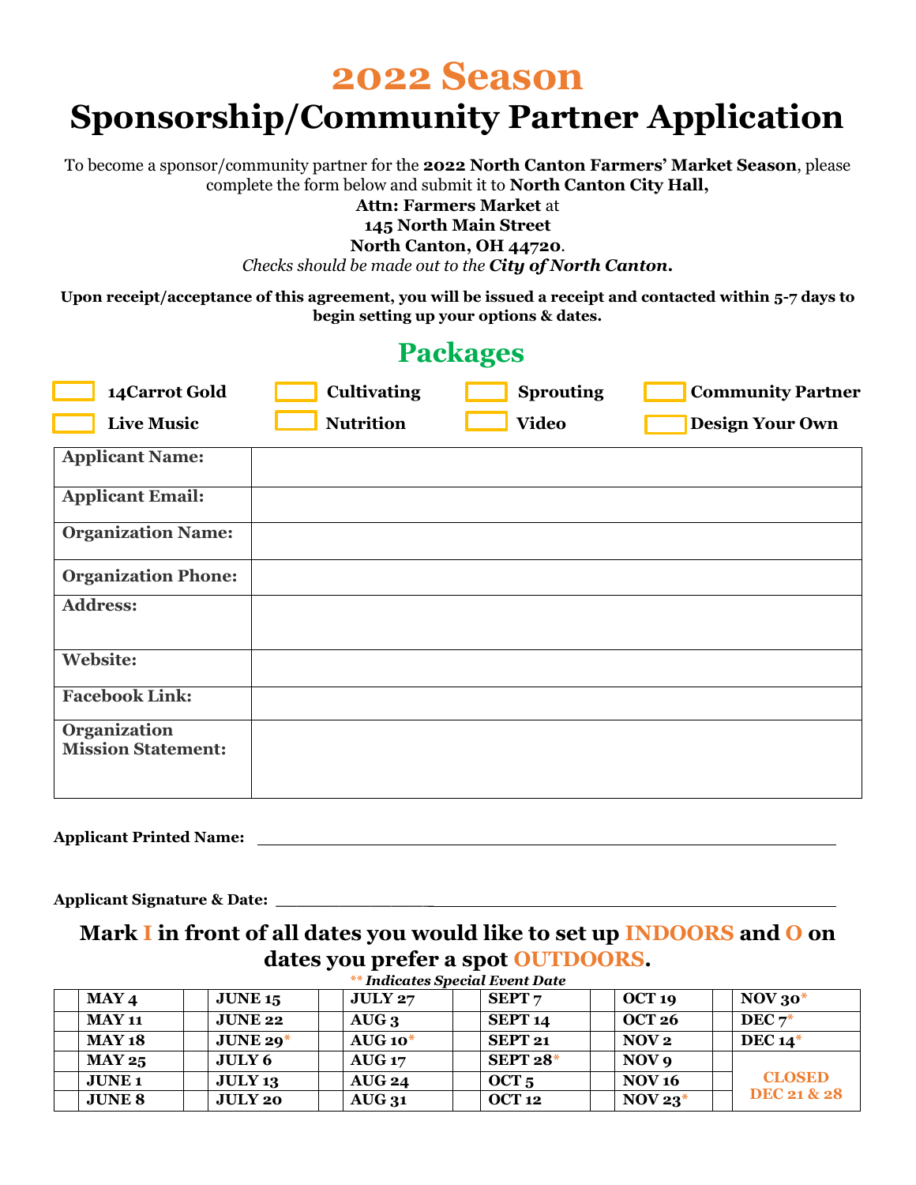# 2022 Season

# Sponsorship/Community Partner Application

To become a sponsor/community partner for the **2022 North Canton Farmers' Market Season**, please complete the form below and submit it to **North Canton City Hall,**
**Attn: Farmers Market** at
**145 North Main Street**
**North Canton, OH 44720**.
*Checks should be made out to the **City of North Canton.***

**Upon receipt/acceptance of this agreement, you will be issued a receipt and contacted within 5-7 days to begin setting up your options & dates.**

## Packages

☐ **14Carrot Gold** ☐ **Cultivating** ☐ **Sprouting** ☐ **Community Partner**
☐ **Live Music** ☐ **Nutrition** ☐ **Video** ☐ **Design Your Own**

| | |
|---|---|
| **Applicant Name:** | |
| **Applicant Email:** | |
| **Organization Name:** | |
| **Organization Phone:** | |
| **Address:** | |
| **Website:** | |
| **Facebook Link:** | |
| **Organization Mission Statement:** | |

**Applicant Printed Name:** ___________________________________________

**Applicant Signature & Date:** ___________________________________________

## Mark I in front of all dates you would like to set up INDOORS and O on dates you prefer a spot OUTDOORS.

*\** Indicates Special Event Date*

| | | | | | | | | | | | |
|---|---|---|---|---|---|---|---|---|---|---|---|
| | **MAY 4** | | **JUNE 15** | | **JULY 27** | | **SEPT 7** | | **OCT 19** | | **NOV 30*** |
| | **MAY 11** | | **JUNE 22** | | **AUG 3** | | **SEPT 14** | | **OCT 26** | | **DEC 7*** |
| | **MAY 18** | | **JUNE 29*** | | **AUG 10*** | | **SEPT 21** | | **NOV 2** | | **DEC 14*** |
| | **MAY 25** | | **JULY 6** | | **AUG 17** | | **SEPT 28*** | | **NOV 9** | | **CLOSED DEC 21 & 28** |
| | **JUNE 1** | | **JULY 13** | | **AUG 24** | | **OCT 5** | | **NOV 16** | | |
| | **JUNE 8** | | **JULY 20** | | **AUG 31** | | **OCT 12** | | **NOV 23*** | | |